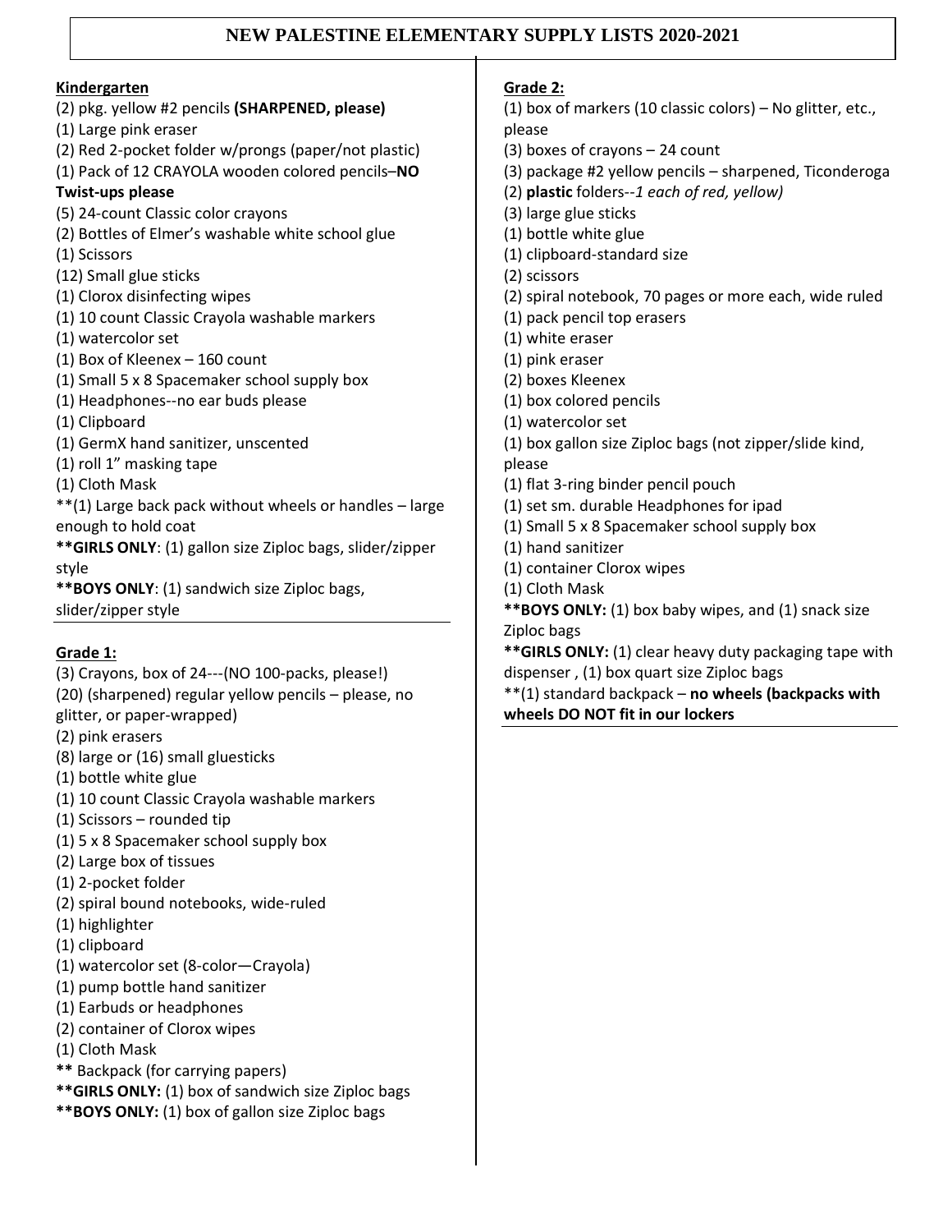# NEW PALESTINE ELEMENTARY SUPPLY LISTS 2020-2021

## Kindergarten

(2) pkg. yellow #2 pencils **(SHARPENED, please)**
(1) Large pink eraser
(2) Red 2-pocket folder w/prongs (paper/not plastic)
(1) Pack of 12 CRAYOLA wooden colored pencils–**NO Twist-ups please**
(5) 24-count Classic color crayons
(2) Bottles of Elmer's washable white school glue
(1) Scissors
(12) Small glue sticks
(1) Clorox disinfecting wipes
(1) 10 count Classic Crayola washable markers
(1) watercolor set
(1) Box of Kleenex – 160 count
(1) Small 5 x 8 Spacemaker school supply box
(1) Headphones--no ear buds please
(1) Clipboard
(1) GermX hand sanitizer, unscented
(1) roll 1" masking tape
(1) Cloth Mask
**(1) Large back pack without wheels or handles – large enough to hold coat
**\*\*GIRLS ONLY**: (1) gallon size Ziploc bags, slider/zipper style
**\*\*BOYS ONLY**: (1) sandwich size Ziploc bags, slider/zipper style

## Grade 1:

(3) Crayons, box of 24---(NO 100-packs, please!)
(20) (sharpened) regular yellow pencils – please, no glitter, or paper-wrapped)
(2) pink erasers
(8) large or (16) small gluesticks
(1) bottle white glue
(1) 10 count Classic Crayola washable markers
(1) Scissors – rounded tip
(1) 5 x 8 Spacemaker school supply box
(2) Large box of tissues
(1) 2-pocket folder
(2) spiral bound notebooks, wide-ruled
(1) highlighter
(1) clipboard
(1) watercolor set (8-color—Crayola)
(1) pump bottle hand sanitizer
(1) Earbuds or headphones
(2) container of Clorox wipes
(1) Cloth Mask
**\*\*** Backpack (for carrying papers)
**\*\*GIRLS ONLY:** (1) box of sandwich size Ziploc bags
**\*\*BOYS ONLY:** (1) box of gallon size Ziploc bags

## Grade 2:

(1) box of markers (10 classic colors) – No glitter, etc., please
(3) boxes of crayons – 24 count
(3) package #2 yellow pencils – sharpened, Ticonderoga
(2) **plastic** folders--*1 each of red, yellow)*
(3) large glue sticks
(1) bottle white glue
(1) clipboard-standard size
(2) scissors
(2) spiral notebook, 70 pages or more each, wide ruled
(1) pack pencil top erasers
(1) white eraser
(1) pink eraser
(2) boxes Kleenex
(1) box colored pencils
(1) watercolor set
(1) box gallon size Ziploc bags (not zipper/slide kind, please
(1) flat 3-ring binder pencil pouch
(1) set sm. durable Headphones for ipad
(1) Small 5 x 8 Spacemaker school supply box
(1) hand sanitizer
(1) container Clorox wipes
(1) Cloth Mask
**\*\*BOYS ONLY:** (1) box baby wipes, and (1) snack size Ziploc bags
**\*\*GIRLS ONLY:** (1) clear heavy duty packaging tape with dispenser , (1) box quart size Ziploc bags
**(1) standard backpack – **no wheels (backpacks with wheels DO NOT fit in our lockers**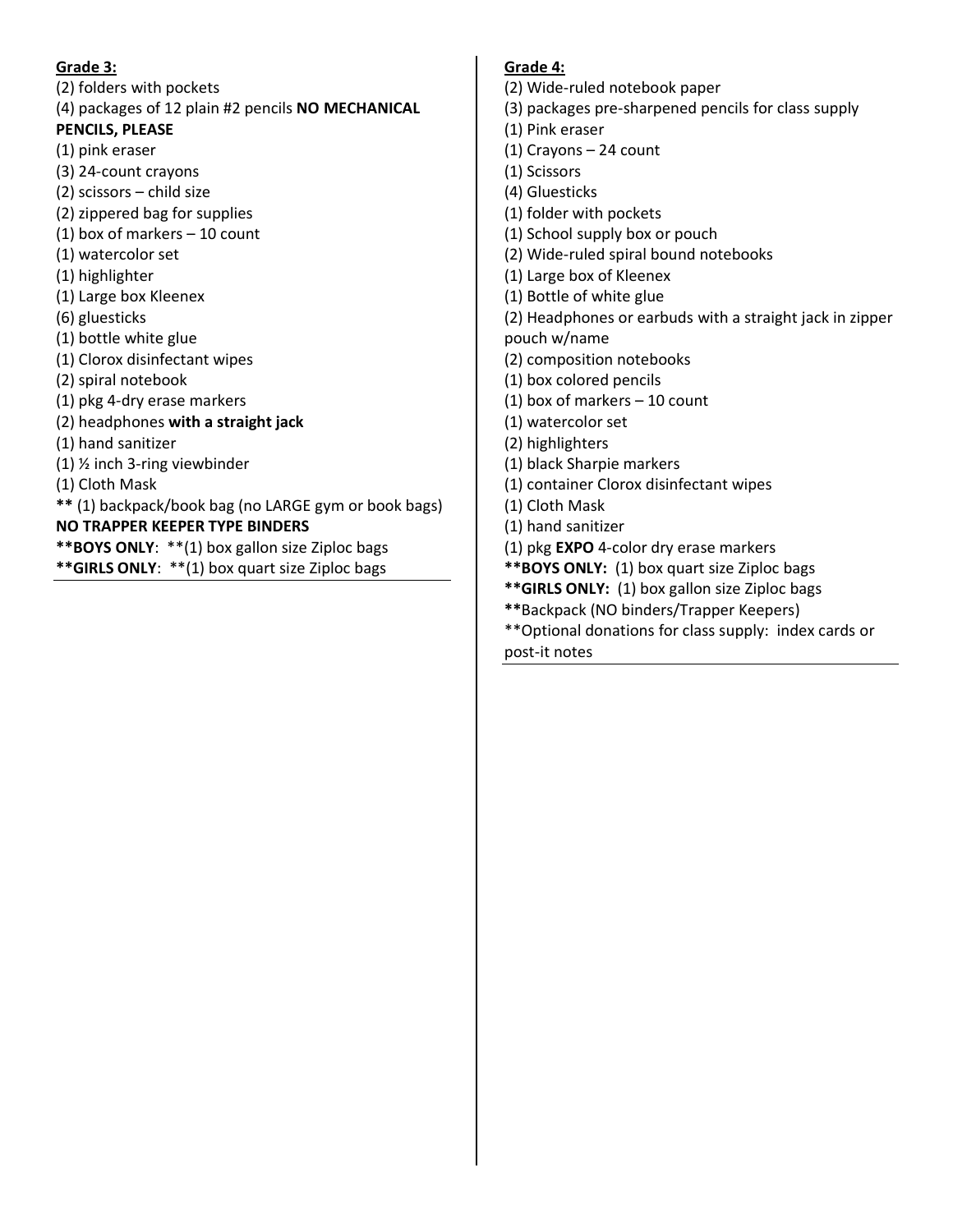**Grade 3:**

(2) folders with pockets
(4) packages of 12 plain #2 pencils **NO MECHANICAL PENCILS, PLEASE**
(1) pink eraser
(3) 24-count crayons
(2) scissors – child size
(2) zippered bag for supplies
(1) box of markers – 10 count
(1) watercolor set
(1) highlighter
(1) Large box Kleenex
(6) gluesticks
(1) bottle white glue
(1) Clorox disinfectant wipes
(2) spiral notebook
(1) pkg 4-dry erase markers
(2) headphones **with a straight jack**
(1) hand sanitizer
(1) ½ inch 3-ring viewbinder
(1) Cloth Mask
**\*\*** (1) backpack/book bag (no LARGE gym or book bags)
**NO TRAPPER KEEPER TYPE BINDERS**
**\*\*BOYS ONLY**: \*\*(1) box gallon size Ziploc bags
**\*\*GIRLS ONLY**: \*\*(1) box quart size Ziploc bags

**Grade 4:**

(2) Wide-ruled notebook paper
(3) packages pre-sharpened pencils for class supply
(1) Pink eraser
(1) Crayons – 24 count
(1) Scissors
(4) Gluesticks
(1) folder with pockets
(1) School supply box or pouch
(2) Wide-ruled spiral bound notebooks
(1) Large box of Kleenex
(1) Bottle of white glue
(2) Headphones or earbuds with a straight jack in zipper pouch w/name
(2) composition notebooks
(1) box colored pencils
(1) box of markers – 10 count
(1) watercolor set
(2) highlighters
(1) black Sharpie markers
(1) container Clorox disinfectant wipes
(1) Cloth Mask
(1) hand sanitizer
(1) pkg **EXPO** 4-color dry erase markers
**\*\*BOYS ONLY:** (1) box quart size Ziploc bags
**\*\*GIRLS ONLY:** (1) box gallon size Ziploc bags
**\*\***Backpack (NO binders/Trapper Keepers)
\*\*Optional donations for class supply: index cards or post-it notes